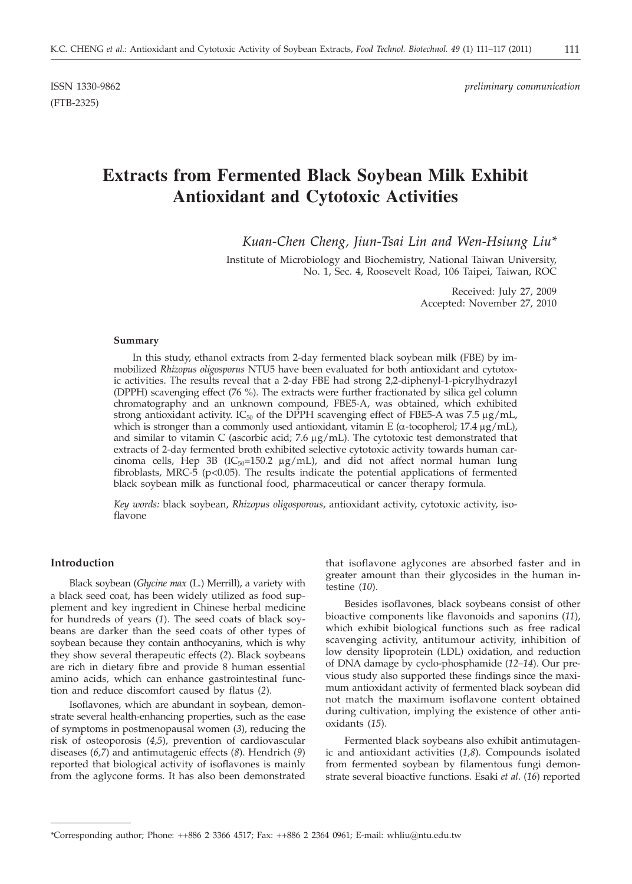ISSN 1330-9862 *preliminary communication*

(FTB-2325)

# Extracts from Fermented Black Soybean Milk Exhibit Antioxidant and Cytotoxic Activities

*Kuan-Chen Cheng, Jiun-Tsai Lin and Wen-Hsiung Liu\**

Institute of Microbiology and Biochemistry, National Taiwan University, No. 1, Sec. 4, Roosevelt Road, 106 Taipei, Taiwan, ROC

Received: July 27, 2009
Accepted: November 27, 2010

#### Summary

In this study, ethanol extracts from 2-day fermented black soybean milk (FBE) by immobilized *Rhizopus oligosporus* NTU5 have been evaluated for both antioxidant and cytotoxic activities. The results reveal that a 2-day FBE had strong 2,2-diphenyl-1-picrylhydrazyl (DPPH) scavenging effect (76 %). The extracts were further fractionated by silica gel column chromatography and an unknown compound, FBE5-A, was obtained, which exhibited strong antioxidant activity. $IC_{50}$ of the DPPH scavenging effect of FBE5-A was 7.5 μg/mL, which is stronger than a commonly used antioxidant, vitamin E (α-tocopherol; 17.4 μg/mL), and similar to vitamin C (ascorbic acid; 7.6 μg/mL). The cytotoxic test demonstrated that extracts of 2-day fermented broth exhibited selective cytotoxic activity towards human carcinoma cells, Hep 3B ($IC_{50}$=150.2 μg/mL), and did not affect normal human lung fibroblasts, MRC-5 ($p<0.05$). The results indicate the potential applications of fermented black soybean milk as functional food, pharmaceutical or cancer therapy formula.

*Key words:* black soybean, *Rhizopus oligosporous*, antioxidant activity, cytotoxic activity, isoflavone

## Introduction

Black soybean (*Glycine max* (L.) Merrill), a variety with a black seed coat, has been widely utilized as food supplement and key ingredient in Chinese herbal medicine for hundreds of years (*1*). The seed coats of black soybeans are darker than the seed coats of other types of soybean because they contain anthocyanins, which is why they show several therapeutic effects (*2*). Black soybeans are rich in dietary fibre and provide 8 human essential amino acids, which can enhance gastrointestinal function and reduce discomfort caused by flatus (*2*).

Isoflavones, which are abundant in soybean, demonstrate several health-enhancing properties, such as the ease of symptoms in postmenopausal women (*3*), reducing the risk of osteoporosis (*4,5*), prevention of cardiovascular diseases (*6,7*) and antimutagenic effects (*8*). Hendrich (*9*) reported that biological activity of isoflavones is mainly from the aglycone forms. It has also been demonstrated that isoflavone aglycones are absorbed faster and in greater amount than their glycosides in the human intestine (*10*).

Besides isoflavones, black soybeans consist of other bioactive components like flavonoids and saponins (*11*), which exhibit biological functions such as free radical scavenging activity, antitumour activity, inhibition of low density lipoprotein (LDL) oxidation, and reduction of DNA damage by cyclo-phosphamide (*12–14*). Our previous study also supported these findings since the maximum antioxidant activity of fermented black soybean did not match the maximum isoflavone content obtained during cultivation, implying the existence of other antioxidants (*15*).

Fermented black soybeans also exhibit antimutagenic and antioxidant activities (*1,8*). Compounds isolated from fermented soybean by filamentous fungi demonstrate several bioactive functions. Esaki *et al*. (*16*) reported

---

\*Corresponding author; Phone: ++886 2 3366 4517; Fax: ++886 2 2364 0961; E-mail: whliu@ntu.edu.tw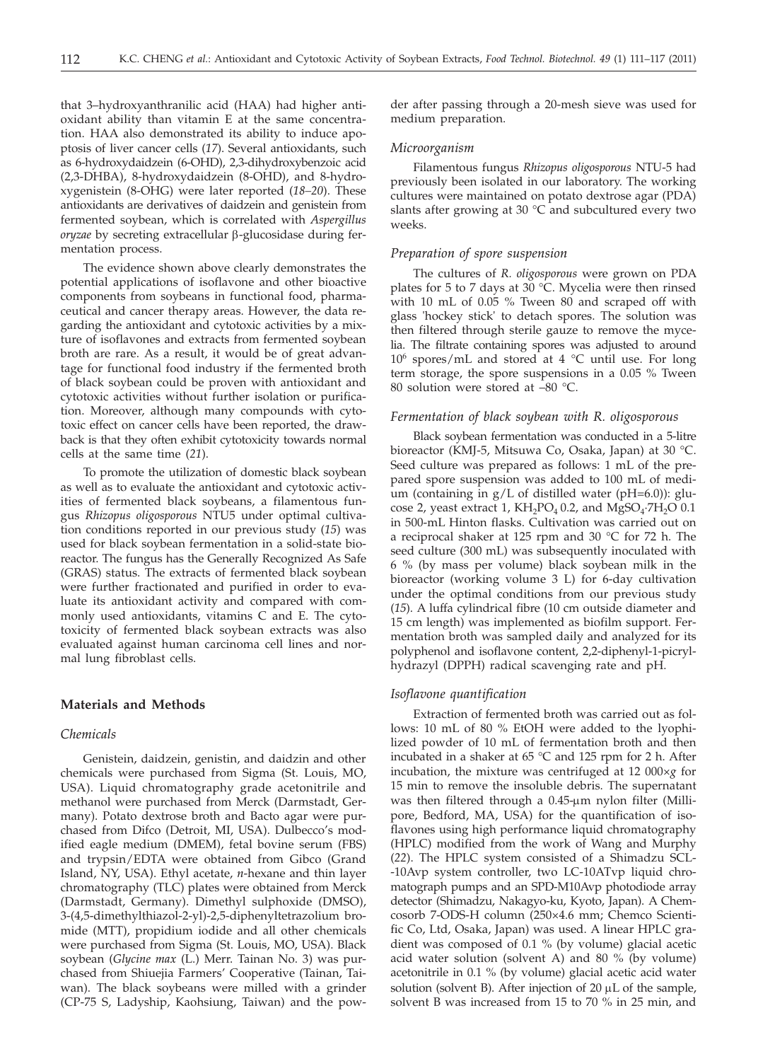that 3–hydroxyanthranilic acid (HAA) had higher antioxidant ability than vitamin E at the same concentration. HAA also demonstrated its ability to induce apoptosis of liver cancer cells (*17*). Several antioxidants, such as 6-hydroxydaidzein (6-OHD), 2,3-dihydroxybenzoic acid (2,3-DHBA), 8-hydroxydaidzein (8-OHD), and 8-hydroxygenistein (8-OHG) were later reported (*18–20*). These antioxidants are derivatives of daidzein and genistein from fermented soybean, which is correlated with *Aspergillus oryzae* by secreting extracellular β-glucosidase during fermentation process.

The evidence shown above clearly demonstrates the potential applications of isoflavone and other bioactive components from soybeans in functional food, pharmaceutical and cancer therapy areas. However, the data regarding the antioxidant and cytotoxic activities by a mixture of isoflavones and extracts from fermented soybean broth are rare. As a result, it would be of great advantage for functional food industry if the fermented broth of black soybean could be proven with antioxidant and cytotoxic activities without further isolation or purification. Moreover, although many compounds with cytotoxic effect on cancer cells have been reported, the drawback is that they often exhibit cytotoxicity towards normal cells at the same time (*21*).

To promote the utilization of domestic black soybean as well as to evaluate the antioxidant and cytotoxic activities of fermented black soybeans, a filamentous fungus *Rhizopus oligosporous* NTU5 under optimal cultivation conditions reported in our previous study (*15*) was used for black soybean fermentation in a solid-state bioreactor. The fungus has the Generally Recognized As Safe (GRAS) status. The extracts of fermented black soybean were further fractionated and purified in order to evaluate its antioxidant activity and compared with commonly used antioxidants, vitamins C and E. The cytotoxicity of fermented black soybean extracts was also evaluated against human carcinoma cell lines and normal lung fibroblast cells.

## Materials and Methods

### *Chemicals*

Genistein, daidzein, genistin, and daidzin and other chemicals were purchased from Sigma (St. Louis, MO, USA). Liquid chromatography grade acetonitrile and methanol were purchased from Merck (Darmstadt, Germany). Potato dextrose broth and Bacto agar were purchased from Difco (Detroit, MI, USA). Dulbecco's modified eagle medium (DMEM), fetal bovine serum (FBS) and trypsin/EDTA were obtained from Gibco (Grand Island, NY, USA). Ethyl acetate, *n*-hexane and thin layer chromatography (TLC) plates were obtained from Merck (Darmstadt, Germany). Dimethyl sulphoxide (DMSO), 3-(4,5-dimethylthiazol-2-yl)-2,5-diphenyltetrazolium bromide (MTT), propidium iodide and all other chemicals were purchased from Sigma (St. Louis, MO, USA). Black soybean (*Glycine max* (L.) Merr. Tainan No. 3) was purchased from Shiuejia Farmers' Cooperative (Tainan, Taiwan). The black soybeans were milled with a grinder (CP-75 S, Ladyship, Kaohsiung, Taiwan) and the powder after passing through a 20-mesh sieve was used for medium preparation.

### *Microorganism*

Filamentous fungus *Rhizopus oligosporous* NTU-5 had previously been isolated in our laboratory. The working cultures were maintained on potato dextrose agar (PDA) slants after growing at 30 °C and subcultured every two weeks.

### *Preparation of spore suspension*

The cultures of *R. oligosporous* were grown on PDA plates for 5 to 7 days at 30 °C. Mycelia were then rinsed with 10 mL of 0.05 % Tween 80 and scraped off with glass 'hockey stick' to detach spores. The solution was then filtered through sterile gauze to remove the mycelia. The filtrate containing spores was adjusted to around $10^6$ spores/mL and stored at 4 °C until use. For long term storage, the spore suspensions in a 0.05 % Tween 80 solution were stored at –80 °C.

### *Fermentation of black soybean with R. oligosporous*

Black soybean fermentation was conducted in a 5-litre bioreactor (KMJ-5, Mitsuwa Co, Osaka, Japan) at 30 °C. Seed culture was prepared as follows: 1 mL of the prepared spore suspension was added to 100 mL of medium (containing in g/L of distilled water (pH=6.0)): glucose 2, yeast extract 1, $KH_2PO_4$ 0.2, and $MgSO_4 \cdot 7H_2O$ 0.1 in 500-mL Hinton flasks. Cultivation was carried out on a reciprocal shaker at 125 rpm and 30 °C for 72 h. The seed culture (300 mL) was subsequently inoculated with 6 % (by mass per volume) black soybean milk in the bioreactor (working volume 3 L) for 6-day cultivation under the optimal conditions from our previous study (*15*). A luffa cylindrical fibre (10 cm outside diameter and 15 cm length) was implemented as biofilm support. Fermentation broth was sampled daily and analyzed for its polyphenol and isoflavone content, 2,2-diphenyl-1-picrylhydrazyl (DPPH) radical scavenging rate and pH.

### *Isoflavone quantification*

Extraction of fermented broth was carried out as follows: 10 mL of 80 % EtOH were added to the lyophilized powder of 10 mL of fermentation broth and then incubated in a shaker at 65 °C and 125 rpm for 2 h. After incubation, the mixture was centrifuged at 12 000×*g* for 15 min to remove the insoluble debris. The supernatant was then filtered through a 0.45-μm nylon filter (Millipore, Bedford, MA, USA) for the quantification of isoflavones using high performance liquid chromatography (HPLC) modified from the work of Wang and Murphy (*22*). The HPLC system consisted of a Shimadzu SCL-10Avp system controller, two LC-10ATvp liquid chromatograph pumps and an SPD-M10Avp photodiode array detector (Shimadzu, Nakagyo-ku, Kyoto, Japan). A Chemcosorb 7-ODS-H column (250×4.6 mm; Chemco Scientific Co, Ltd, Osaka, Japan) was used. A linear HPLC gradient was composed of 0.1 % (by volume) glacial acetic acid water solution (solvent A) and 80 % (by volume) acetonitrile in 0.1 % (by volume) glacial acetic acid water solution (solvent B). After injection of 20 μL of the sample, solvent B was increased from 15 to 70 % in 25 min, and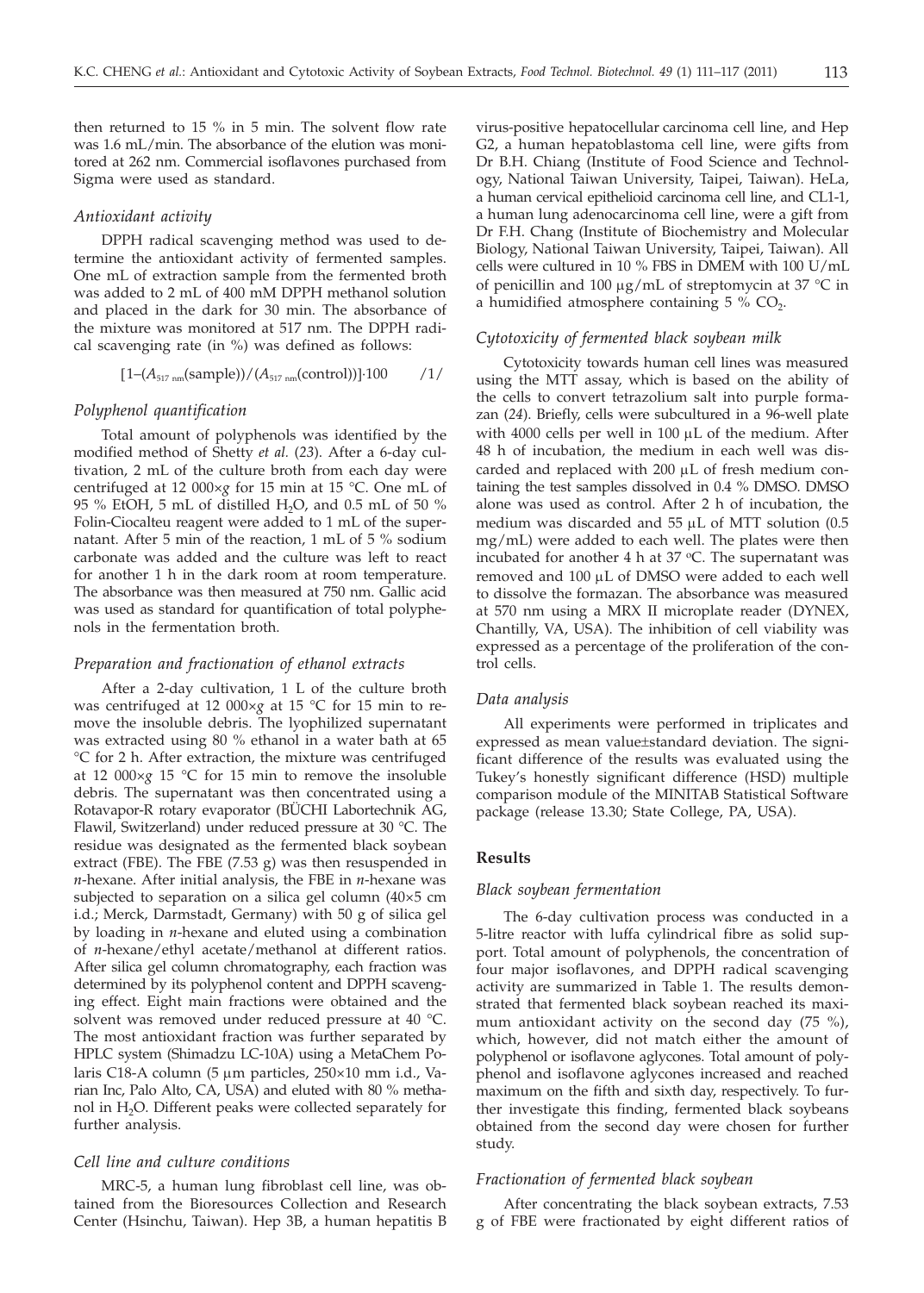then returned to 15 % in 5 min. The solvent flow rate was 1.6 mL/min. The absorbance of the elution was monitored at 262 nm. Commercial isoflavones purchased from Sigma were used as standard.

### *Antioxidant activity*

DPPH radical scavenging method was used to determine the antioxidant activity of fermented samples. One mL of extraction sample from the fermented broth was added to 2 mL of 400 mM DPPH methanol solution and placed in the dark for 30 min. The absorbance of the mixture was monitored at 517 nm. The DPPH radical scavenging rate (in %) was defined as follows:

$$[1-(A_{517\ \mathrm{nm}}(\mathrm{sample}))/(A_{517\ \mathrm{nm}}(\mathrm{control}))]\cdot 100 \qquad /1/$$

### *Polyphenol quantification*

Total amount of polyphenols was identified by the modified method of Shetty *et al.* (*23*). After a 6-day cultivation, 2 mL of the culture broth from each day were centrifuged at 12 000×*g* for 15 min at 15 °C. One mL of 95 % EtOH, 5 mL of distilled $H_2O$, and 0.5 mL of 50 % Folin-Ciocalteu reagent were added to 1 mL of the supernatant. After 5 min of the reaction, 1 mL of 5 % sodium carbonate was added and the culture was left to react for another 1 h in the dark room at room temperature. The absorbance was then measured at 750 nm. Gallic acid was used as standard for quantification of total polyphenols in the fermentation broth.

### *Preparation and fractionation of ethanol extracts*

After a 2-day cultivation, 1 L of the culture broth was centrifuged at 12 000×*g* at 15 °C for 15 min to remove the insoluble debris. The lyophilized supernatant was extracted using 80 % ethanol in a water bath at 65 °C for 2 h. After extraction, the mixture was centrifuged at 12 000×*g* 15 °C for 15 min to remove the insoluble debris. The supernatant was then concentrated using a Rotavapor-R rotary evaporator (BÜCHI Labortechnik AG, Flawil, Switzerland) under reduced pressure at 30 °C. The residue was designated as the fermented black soybean extract (FBE). The FBE (7.53 g) was then resuspended in *n*-hexane. After initial analysis, the FBE in *n*-hexane was subjected to separation on a silica gel column (40×5 cm i.d.; Merck, Darmstadt, Germany) with 50 g of silica gel by loading in *n*-hexane and eluted using a combination of *n*-hexane/ethyl acetate/methanol at different ratios. After silica gel column chromatography, each fraction was determined by its polyphenol content and DPPH scavenging effect. Eight main fractions were obtained and the solvent was removed under reduced pressure at 40 °C. The most antioxidant fraction was further separated by HPLC system (Shimadzu LC-10A) using a MetaChem Polaris C18-A column (5 μm particles, 250×10 mm i.d., Varian Inc, Palo Alto, CA, USA) and eluted with 80 % methanol in $H_2O$. Different peaks were collected separately for further analysis.

### *Cell line and culture conditions*

MRC-5, a human lung fibroblast cell line, was obtained from the Bioresources Collection and Research Center (Hsinchu, Taiwan). Hep 3B, a human hepatitis B virus-positive hepatocellular carcinoma cell line, and Hep G2, a human hepatoblastoma cell line, were gifts from Dr B.H. Chiang (Institute of Food Science and Technology, National Taiwan University, Taipei, Taiwan). HeLa, a human cervical epithelioid carcinoma cell line, and CL1-1, a human lung adenocarcinoma cell line, were a gift from Dr F.H. Chang (Institute of Biochemistry and Molecular Biology, National Taiwan University, Taipei, Taiwan). All cells were cultured in 10 % FBS in DMEM with 100 U/mL of penicillin and 100 μg/mL of streptomycin at 37 °C in a humidified atmosphere containing 5 % $CO_2$.

### *Cytotoxicity of fermented black soybean milk*

Cytotoxicity towards human cell lines was measured using the MTT assay, which is based on the ability of the cells to convert tetrazolium salt into purple formazan (*24*). Briefly, cells were subcultured in a 96-well plate with 4000 cells per well in 100 μL of the medium. After 48 h of incubation, the medium in each well was discarded and replaced with 200 μL of fresh medium containing the test samples dissolved in 0.4 % DMSO. DMSO alone was used as control. After 2 h of incubation, the medium was discarded and 55 μL of MTT solution (0.5 mg/mL) were added to each well. The plates were then incubated for another 4 h at 37 °C. The supernatant was removed and 100 μL of DMSO were added to each well to dissolve the formazan. The absorbance was measured at 570 nm using a MRX II microplate reader (DYNEX, Chantilly, VA, USA). The inhibition of cell viability was expressed as a percentage of the proliferation of the control cells.

### *Data analysis*

All experiments were performed in triplicates and expressed as mean value±standard deviation. The significant difference of the results was evaluated using the Tukey's honestly significant difference (HSD) multiple comparison module of the MINITAB Statistical Software package (release 13.30; State College, PA, USA).

## Results

### *Black soybean fermentation*

The 6-day cultivation process was conducted in a 5-litre reactor with luffa cylindrical fibre as solid support. Total amount of polyphenols, the concentration of four major isoflavones, and DPPH radical scavenging activity are summarized in Table 1. The results demonstrated that fermented black soybean reached its maximum antioxidant activity on the second day (75 %), which, however, did not match either the amount of polyphenol or isoflavone aglycones. Total amount of polyphenol and isoflavone aglycones increased and reached maximum on the fifth and sixth day, respectively. To further investigate this finding, fermented black soybeans obtained from the second day were chosen for further study.

### *Fractionation of fermented black soybean*

After concentrating the black soybean extracts, 7.53 g of FBE were fractionated by eight different ratios of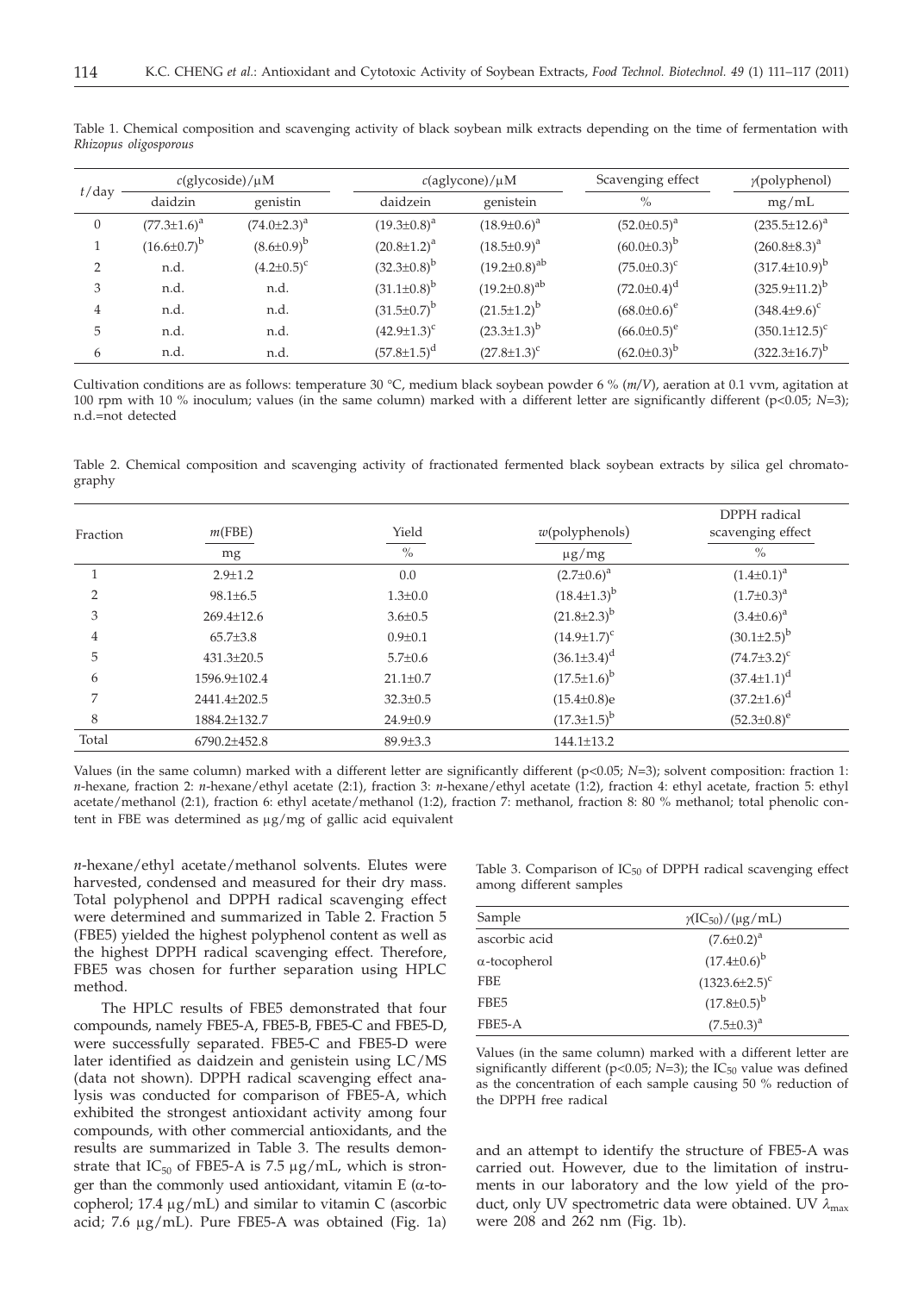Table 1. Chemical composition and scavenging activity of black soybean milk extracts depending on the time of fermentation with *Rhizopus oligosporous*

| $t$/day | $c$(glycoside)/μM | | $c$(aglycone)/μM | | Scavenging effect | $\gamma$(polyphenol) |
|---|---|---|---|---|---|---|
| | daidzin | genistin | daidzein | genistein | % | mg/mL |
| 0 | $(77.3\pm1.6)^a$ | $(74.0\pm2.3)^a$ | $(19.3\pm0.8)^a$ | $(18.9\pm0.6)^a$ | $(52.0\pm0.5)^a$ | $(235.5\pm12.6)^a$ |
| 1 | $(16.6\pm0.7)^b$ | $(8.6\pm0.9)^b$ | $(20.8\pm1.2)^a$ | $(18.5\pm0.9)^a$ | $(60.0\pm0.3)^b$ | $(260.8\pm8.3)^a$ |
| 2 | n.d. | $(4.2\pm0.5)^c$ | $(32.3\pm0.8)^b$ | $(19.2\pm0.8)^{ab}$ | $(75.0\pm0.3)^c$ | $(317.4\pm10.9)^b$ |
| 3 | n.d. | n.d. | $(31.1\pm0.8)^b$ | $(19.2\pm0.8)^{ab}$ | $(72.0\pm0.4)^d$ | $(325.9\pm11.2)^b$ |
| 4 | n.d. | n.d. | $(31.5\pm0.7)^b$ | $(21.5\pm1.2)^b$ | $(68.0\pm0.6)^e$ | $(348.4\pm9.6)^c$ |
| 5 | n.d. | n.d. | $(42.9\pm1.3)^c$ | $(23.3\pm1.3)^b$ | $(66.0\pm0.5)^e$ | $(350.1\pm12.5)^c$ |
| 6 | n.d. | n.d. | $(57.8\pm1.5)^d$ | $(27.8\pm1.3)^c$ | $(62.0\pm0.3)^b$ | $(322.3\pm16.7)^b$ |

Cultivation conditions are as follows: temperature 30 °C, medium black soybean powder 6 % ($m/V$), aeration at 0.1 vvm, agitation at 100 rpm with 10 % inoculum; values (in the same column) marked with a different letter are significantly different ($p<0.05$; $N=3$); n.d.=not detected

Table 2. Chemical composition and scavenging activity of fractionated fermented black soybean extracts by silica gel chromatography

| Fraction | $m$(FBE) | Yield | $w$(polyphenols) | DPPH radical scavenging effect |
|---|---|---|---|---|
| | mg | % | μg/mg | % |
| 1 | 2.9±1.2 | 0.0 | $(2.7\pm0.6)^a$ | $(1.4\pm0.1)^a$ |
| 2 | 98.1±6.5 | 1.3±0.0 | $(18.4\pm1.3)^b$ | $(1.7\pm0.3)^a$ |
| 3 | 269.4±12.6 | 3.6±0.5 | $(21.8\pm2.3)^b$ | $(3.4\pm0.6)^a$ |
| 4 | 65.7±3.8 | 0.9±0.1 | $(14.9\pm1.7)^c$ | $(30.1\pm2.5)^b$ |
| 5 | 431.3±20.5 | 5.7±0.6 | $(36.1\pm3.4)^d$ | $(74.7\pm3.2)^c$ |
| 6 | 1596.9±102.4 | 21.1±0.7 | $(17.5\pm1.6)^b$ | $(37.4\pm1.1)^d$ |
| 7 | 2441.4±202.5 | 32.3±0.5 | $(15.4\pm0.8)$e | $(37.2\pm1.6)^d$ |
| 8 | 1884.2±132.7 | 24.9±0.9 | $(17.3\pm1.5)^b$ | $(52.3\pm0.8)^e$ |
| Total | 6790.2±452.8 | 89.9±3.3 | 144.1±13.2 | |

Values (in the same column) marked with a different letter are significantly different ($p<0.05$; $N=3$); solvent composition: fraction 1: *n*-hexane, fraction 2: *n*-hexane/ethyl acetate (2:1), fraction 3: *n*-hexane/ethyl acetate (1:2), fraction 4: ethyl acetate, fraction 5: ethyl acetate/methanol (2:1), fraction 6: ethyl acetate/methanol (1:2), fraction 7: methanol, fraction 8: 80 % methanol; total phenolic content in FBE was determined as μg/mg of gallic acid equivalent

*n*-hexane/ethyl acetate/methanol solvents. Elutes were harvested, condensed and measured for their dry mass. Total polyphenol and DPPH radical scavenging effect were determined and summarized in Table 2. Fraction 5 (FBE5) yielded the highest polyphenol content as well as the highest DPPH radical scavenging effect. Therefore, FBE5 was chosen for further separation using HPLC method.

The HPLC results of FBE5 demonstrated that four compounds, namely FBE5-A, FBE5-B, FBE5-C and FBE5-D, were successfully separated. FBE5-C and FBE5-D were later identified as daidzein and genistein using LC/MS (data not shown). DPPH radical scavenging effect analysis was conducted for comparison of FBE5-A, which exhibited the strongest antioxidant activity among four compounds, with other commercial antioxidants, and the results are summarized in Table 3. The results demonstrate that $IC_{50}$ of FBE5-A is 7.5 μg/mL, which is stronger than the commonly used antioxidant, vitamin E (α-tocopherol; 17.4 μg/mL) and similar to vitamin C (ascorbic acid; 7.6 μg/mL). Pure FBE5-A was obtained (Fig. 1a) and an attempt to identify the structure of FBE5-A was carried out. However, due to the limitation of instruments in our laboratory and the low yield of the product, only UV spectrometric data were obtained. UV $\lambda_{max}$ were 208 and 262 nm (Fig. 1b).

Table 3. Comparison of $IC_{50}$ of DPPH radical scavenging effect among different samples

| Sample | $\gamma(IC_{50})$/(μg/mL) |
|---|---|
| ascorbic acid | $(7.6\pm0.2)^a$ |
| α-tocopherol | $(17.4\pm0.6)^b$ |
| FBE | $(1323.6\pm2.5)^c$ |
| FBE5 | $(17.8\pm0.5)^b$ |
| FBE5-A | $(7.5\pm0.3)^a$ |

Values (in the same column) marked with a different letter are significantly different ($p<0.05$; $N=3$); the $IC_{50}$ value was defined as the concentration of each sample causing 50 % reduction of the DPPH free radical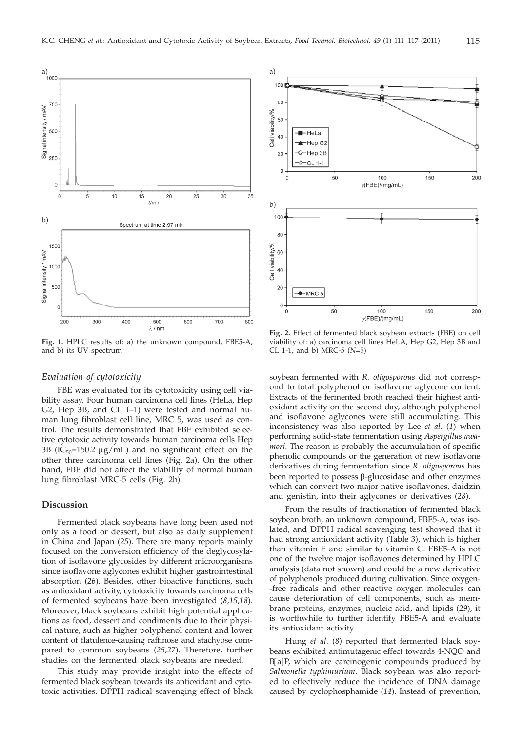Fig. 1. HPLC results of: a) the unknown compound, FBE5-A, and b) its UV spectrum

Fig. 2. Effect of fermented black soybean extracts (FBE) on cell viability of: a) carcinoma cell lines HeLA, Hep G2, Hep 3B and CL 1-1, and b) MRC-5 ($N$=5)

### *Evaluation of cytotoxicity*

FBE was evaluated for its cytotoxicity using cell viability assay. Four human carcinoma cell lines (HeLa, Hep G2, Hep 3B, and CL 1–1) were tested and normal human lung fibroblast cell line, MRC 5, was used as control. The results demonstrated that FBE exhibited selective cytotoxic activity towards human carcinoma cells Hep 3B ($IC_{50}$=150.2 μg/mL) and no significant effect on the other three carcinoma cell lines (Fig. 2a). On the other hand, FBE did not affect the viability of normal human lung fibroblast MRC-5 cells (Fig. 2b).

## Discussion

Fermented black soybeans have long been used not only as a food or dessert, but also as daily supplement in China and Japan (*25*). There are many reports mainly focused on the conversion efficiency of the deglycosylation of isoflavone glycosides by different microorganisms since isoflavone aglycones exhibit higher gastrointestinal absorption (*26*). Besides, other bioactive functions, such as antioxidant activity, cytotoxicity towards carcinoma cells of fermented soybeans have been investigated (*8,15,18*). Moreover, black soybeans exhibit high potential applications as food, dessert and condiments due to their physical nature, such as higher polyphenol content and lower content of flatulence-causing raffinose and stachyose compared to common soybeans (*25,27*). Therefore, further studies on the fermented black soybeans are needed.

This study may provide insight into the effects of fermented black soybean towards its antioxidant and cytotoxic activities. DPPH radical scavenging effect of black soybean fermented with *R. oligosporous* did not correspond to total polyphenol or isoflavone aglycone content. Extracts of the fermented broth reached their highest antioxidant activity on the second day, although polyphenol and isoflavone aglycones were still accumulating. This inconsistency was also reported by Lee *et al*. (*1*) when performing solid-state fermentation using *Aspergillus awamori*. The reason is probably the accumulation of specific phenolic compounds or the generation of new isoflavone derivatives during fermentation since *R. oligosporous* has been reported to possess β-glucosidase and other enzymes which can convert two major native isoflavones, daidzin and genistin, into their aglycones or derivatives (*28*).

From the results of fractionation of fermented black soybean broth, an unknown compound, FBE5-A, was isolated, and DPPH radical scavenging test showed that it had strong antioxidant activity (Table 3), which is higher than vitamin E and similar to vitamin C. FBE5-A is not one of the twelve major isoflavones determined by HPLC analysis (data not shown) and could be a new derivative of polyphenols produced during cultivation. Since oxygen-free radicals and other reactive oxygen molecules can cause deterioration of cell components, such as membrane proteins, enzymes, nucleic acid, and lipids (*29*), it is worthwhile to further identify FBE5-A and evaluate its antioxidant activity.

Hung *et al*. (*8*) reported that fermented black soybeans exhibited antimutagenic effect towards 4-NQO and B[a]P, which are carcinogenic compounds produced by *Salmonella typhimurium*. Black soybean was also reported to effectively reduce the incidence of DNA damage caused by cyclophosphamide (*14*). Instead of prevention,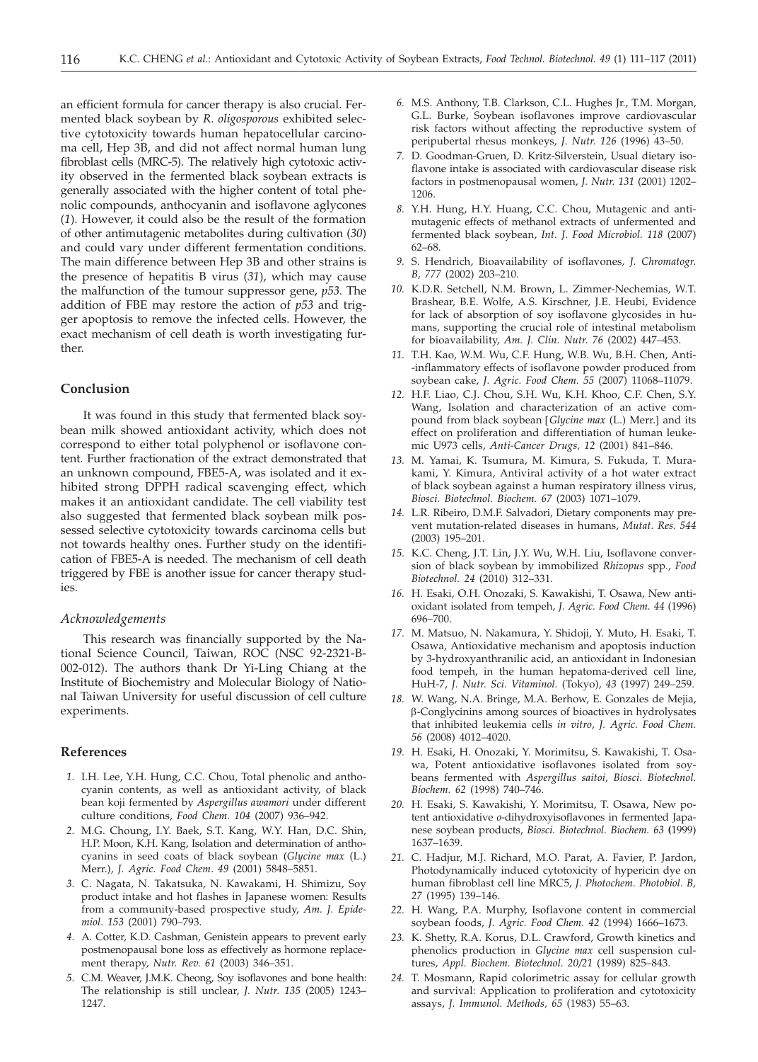an efficient formula for cancer therapy is also crucial. Fermented black soybean by *R. oligosporous* exhibited selective cytotoxicity towards human hepatocellular carcinoma cell, Hep 3B, and did not affect normal human lung fibroblast cells (MRC-5). The relatively high cytotoxic activity observed in the fermented black soybean extracts is generally associated with the higher content of total phenolic compounds, anthocyanin and isoflavone aglycones (*1*). However, it could also be the result of the formation of other antimutagenic metabolites during cultivation (*30*) and could vary under different fermentation conditions. The main difference between Hep 3B and other strains is the presence of hepatitis B virus (*31*), which may cause the malfunction of the tumour suppressor gene, *p53*. The addition of FBE may restore the action of *p53* and trigger apoptosis to remove the infected cells. However, the exact mechanism of cell death is worth investigating further.

## Conclusion

It was found in this study that fermented black soybean milk showed antioxidant activity, which does not correspond to either total polyphenol or isoflavone content. Further fractionation of the extract demonstrated that an unknown compound, FBE5-A, was isolated and it exhibited strong DPPH radical scavenging effect, which makes it an antioxidant candidate. The cell viability test also suggested that fermented black soybean milk possessed selective cytotoxicity towards carcinoma cells but not towards healthy ones. Further study on the identification of FBE5-A is needed. The mechanism of cell death triggered by FBE is another issue for cancer therapy studies.

### *Acknowledgements*

This research was financially supported by the National Science Council, Taiwan, ROC (NSC 92-2321-B-002-012). The authors thank Dr Yi-Ling Chiang at the Institute of Biochemistry and Molecular Biology of National Taiwan University for useful discussion of cell culture experiments.

## References

1. I.H. Lee, Y.H. Hung, C.C. Chou, Total phenolic and anthocyanin contents, as well as antioxidant activity, of black bean koji fermented by *Aspergillus awamori* under different culture conditions, *Food Chem. 104* (2007) 936–942.
2. M.G. Choung, I.Y. Baek, S.T. Kang, W.Y. Han, D.C. Shin, H.P. Moon, K.H. Kang, Isolation and determination of anthocyanins in seed coats of black soybean (*Glycine max* (L.) Merr.), *J. Agric. Food Chem. 49* (2001) 5848–5851.
3. C. Nagata, N. Takatsuka, N. Kawakami, H. Shimizu, Soy product intake and hot flashes in Japanese women: Results from a community-based prospective study, *Am. J. Epidemiol. 153* (2001) 790–793.
4. A. Cotter, K.D. Cashman, Genistein appears to prevent early postmenopausal bone loss as effectively as hormone replacement therapy, *Nutr. Rev. 61* (2003) 346–351.
5. C.M. Weaver, J.M.K. Cheong, Soy isoflavones and bone health: The relationship is still unclear, *J. Nutr. 135* (2005) 1243–1247.
6. M.S. Anthony, T.B. Clarkson, C.L. Hughes Jr., T.M. Morgan, G.L. Burke, Soybean isoflavones improve cardiovascular risk factors without affecting the reproductive system of peripubertal rhesus monkeys, *J. Nutr. 126* (1996) 43–50.
7. D. Goodman-Gruen, D. Kritz-Silverstein, Usual dietary isoflavone intake is associated with cardiovascular disease risk factors in postmenopausal women, *J. Nutr. 131* (2001) 1202–1206.
8. Y.H. Hung, H.Y. Huang, C.C. Chou, Mutagenic and antimutagenic effects of methanol extracts of unfermented and fermented black soybean, *Int. J. Food Microbiol. 118* (2007) 62–68.
9. S. Hendrich, Bioavailability of isoflavones, *J. Chromatogr. B, 777* (2002) 203–210.
10. K.D.R. Setchell, N.M. Brown, L. Zimmer-Nechemias, W.T. Brashear, B.E. Wolfe, A.S. Kirschner, J.E. Heubi, Evidence for lack of absorption of soy isoflavone glycosides in humans, supporting the crucial role of intestinal metabolism for bioavailability, *Am. J. Clin. Nutr. 76* (2002) 447–453.
11. T.H. Kao, W.M. Wu, C.F. Hung, W.B. Wu, B.H. Chen, Anti-inflammatory effects of isoflavone powder produced from soybean cake, *J. Agric. Food Chem. 55* (2007) 11068–11079.
12. H.F. Liao, C.J. Chou, S.H. Wu, K.H. Khoo, C.F. Chen, S.Y. Wang, Isolation and characterization of an active compound from black soybean [*Glycine max* (L.) Merr.] and its effect on proliferation and differentiation of human leukemic U973 cells, *Anti-Cancer Drugs, 12* (2001) 841–846.
13. M. Yamai, K. Tsumura, M. Kimura, S. Fukuda, T. Murakami, Y. Kimura, Antiviral activity of a hot water extract of black soybean against a human respiratory illness virus, *Biosci. Biotechnol. Biochem. 67* (2003) 1071–1079.
14. L.R. Ribeiro, D.M.F. Salvadori, Dietary components may prevent mutation-related diseases in humans, *Mutat. Res. 544* (2003) 195–201.
15. K.C. Cheng, J.T. Lin, J.Y. Wu, W.H. Liu, Isoflavone conversion of black soybean by immobilized *Rhizopus* spp., *Food Biotechnol. 24* (2010) 312–331.
16. H. Esaki, O.H. Onozaki, S. Kawakishi, T. Osawa, New antioxidant isolated from tempeh, *J. Agric. Food Chem. 44* (1996) 696–700.
17. M. Matsuo, N. Nakamura, Y. Shidoji, Y. Muto, H. Esaki, T. Osawa, Antioxidative mechanism and apoptosis induction by 3-hydroxyanthranilic acid, an antioxidant in Indonesian food tempeh, in the human hepatoma-derived cell line, HuH-7, *J. Nutr. Sci. Vitaminol.* (Tokyo), *43* (1997) 249–259.
18. W. Wang, N.A. Bringe, M.A. Berhow, E. Gonzales de Mejia, β-Conglycinins among sources of bioactives in hydrolysates that inhibited leukemia cells *in vitro*, *J. Agric. Food Chem. 56* (2008) 4012–4020.
19. H. Esaki, H. Onozaki, Y. Morimitsu, S. Kawakishi, T. Osawa, Potent antioxidative isoflavones isolated from soybeans fermented with *Aspergillus saitoi*, *Biosci. Biotechnol. Biochem. 62* (1998) 740–746.
20. H. Esaki, S. Kawakishi, Y. Morimitsu, T. Osawa, New potent antioxidative *o*-dihydroxyisoflavones in fermented Japanese soybean products, *Biosci. Biotechnol. Biochem. 63* (1999) 1637–1639.
21. C. Hadjur, M.J. Richard, M.O. Parat, A. Favier, P. Jardon, Photodynamically induced cytotoxicity of hypericin dye on human fibroblast cell line MRC5, *J. Photochem. Photobiol. B, 27* (1995) 139–146.
22. H. Wang, P.A. Murphy, Isoflavone content in commercial soybean foods, *J. Agric. Food Chem. 42* (1994) 1666–1673.
23. K. Shetty, R.A. Korus, D.L. Crawford, Growth kinetics and phenolics production in *Glycine max* cell suspension cultures, *Appl. Biochem. Biotechnol. 20/21* (1989) 825–843.
24. T. Mosmann, Rapid colorimetric assay for cellular growth and survival: Application to proliferation and cytotoxicity assays, *J. Immunol. Methods, 65* (1983) 55–63.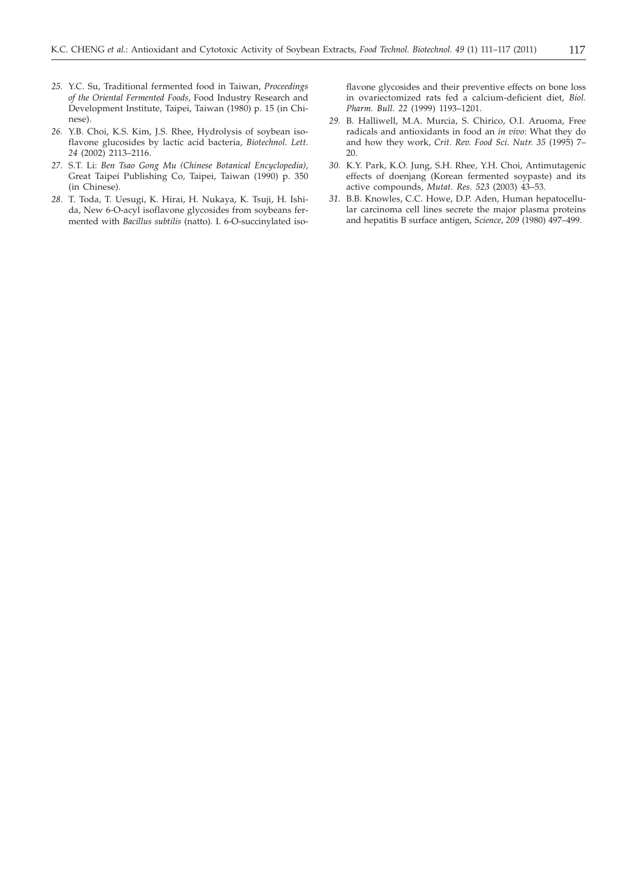25. Y.C. Su, Traditional fermented food in Taiwan, *Proceedings of the Oriental Fermented Foods*, Food Industry Research and Development Institute, Taipei, Taiwan (1980) p. 15 (in Chinese).
26. Y.B. Choi, K.S. Kim, J.S. Rhee, Hydrolysis of soybean isoflavone glucosides by lactic acid bacteria, *Biotechnol. Lett. 24* (2002) 2113–2116.
27. S.T. Li: *Ben Tsao Gong Mu (Chinese Botanical Encyclopedia)*, Great Taipei Publishing Co, Taipei, Taiwan (1990) p. 350 (in Chinese).
28. T. Toda, T. Uesugi, K. Hirai, H. Nukaya, K. Tsuji, H. Ishida, New 6-O-acyl isoflavone glycosides from soybeans fermented with *Bacillus subtilis* (natto). I. 6-O-succinylated isoflavone glycosides and their preventive effects on bone loss in ovariectomized rats fed a calcium-deficient diet, *Biol. Pharm. Bull. 22* (1999) 1193–1201.
29. B. Halliwell, M.A. Murcia, S. Chirico, O.I. Aruoma, Free radicals and antioxidants in food an *in vivo*: What they do and how they work, *Crit. Rev. Food Sci. Nutr. 35* (1995) 7–20.
30. K.Y. Park, K.O. Jung, S.H. Rhee, Y.H. Choi, Antimutagenic effects of doenjang (Korean fermented soypaste) and its active compounds, *Mutat. Res. 523* (2003) 43–53.
31. B.B. Knowles, C.C. Howe, D.P. Aden, Human hepatocellular carcinoma cell lines secrete the major plasma proteins and hepatitis B surface antigen, *Science*, *209* (1980) 497–499.